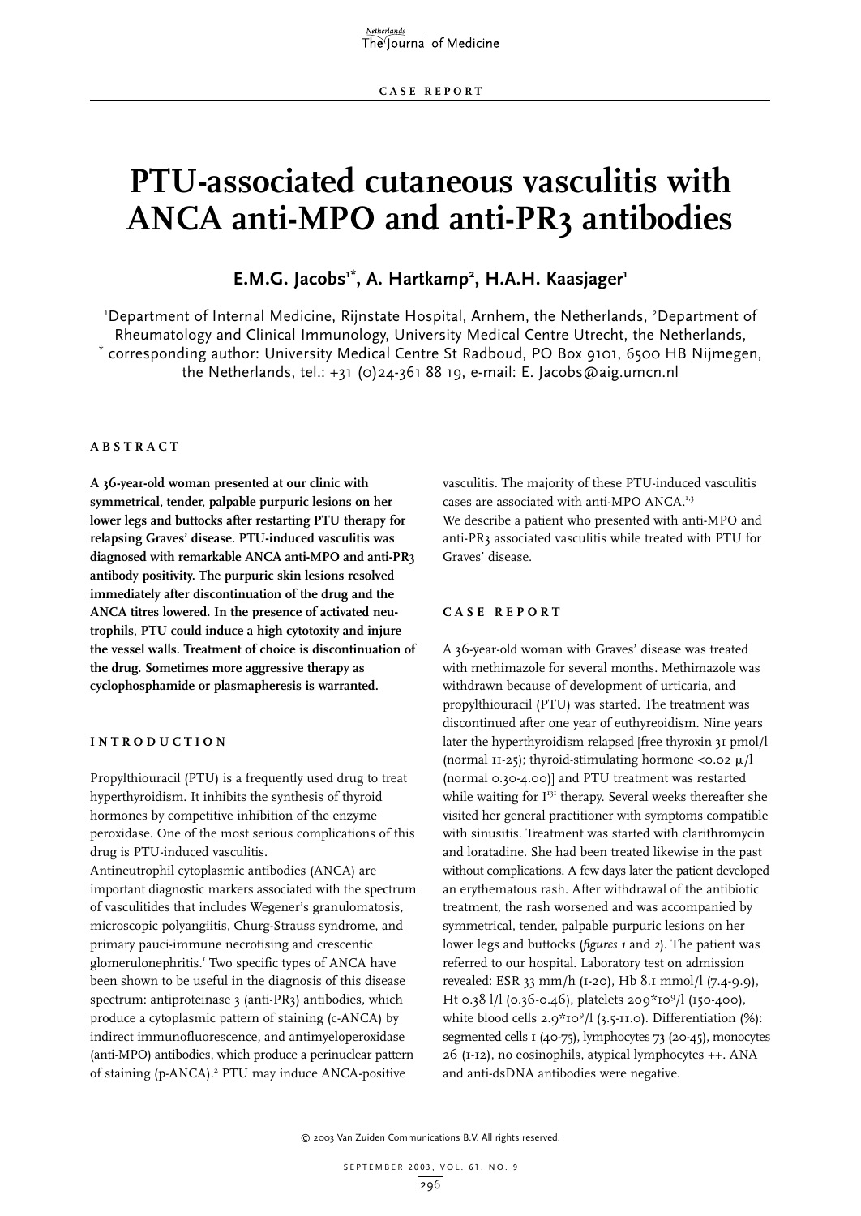CASE REPORT

# PTU-associated cutaneous vasculitis with ANCA anti-MPO and anti-PR3 antibodies

**E.M.G. Jacobs[1*], A. Hartkamp[2], H.A.H. Kaasjager[1]**

[1]Department of Internal Medicine, Rijnstate Hospital, Arnhem, the Netherlands, [2]Department of Rheumatology and Clinical Immunology, University Medical Centre Utrecht, the Netherlands, [*] corresponding author: University Medical Centre St Radboud, PO Box 9101, 6500 HB Nijmegen, the Netherlands, tel.: +31 (0)24-361 88 19, e-mail: E. Jacobs@aig.umcn.nl

## ABSTRACT

**A 36-year-old woman presented at our clinic with symmetrical, tender, palpable purpuric lesions on her lower legs and buttocks after restarting PTU therapy for relapsing Graves' disease. PTU-induced vasculitis was diagnosed with remarkable ANCA anti-MPO and anti-PR3 antibody positivity. The purpuric skin lesions resolved immediately after discontinuation of the drug and the ANCA titres lowered. In the presence of activated neutrophils, PTU could induce a high cytotoxity and injure the vessel walls. Treatment of choice is discontinuation of the drug. Sometimes more aggressive therapy as cyclophosphamide or plasmapheresis is warranted.**

## INTRODUCTION

Propylthiouracil (PTU) is a frequently used drug to treat hyperthyroidism. It inhibits the synthesis of thyroid hormones by competitive inhibition of the enzyme peroxidase. One of the most serious complications of this drug is PTU-induced vasculitis.

Antineutrophil cytoplasmic antibodies (ANCA) are important diagnostic markers associated with the spectrum of vasculitides that includes Wegener's granulomatosis, microscopic polyangiitis, Churg-Strauss syndrome, and primary pauci-immune necrotising and crescentic glomerulonephritis.[1] Two specific types of ANCA have been shown to be useful in the diagnosis of this disease spectrum: antiproteinase 3 (anti-PR3) antibodies, which produce a cytoplasmic pattern of staining (c-ANCA) by indirect immunofluorescence, and antimyeloperoxidase (anti-MPO) antibodies, which produce a perinuclear pattern of staining (p-ANCA).[2] PTU may induce ANCA-positive vasculitis. The majority of these PTU-induced vasculitis cases are associated with anti-MPO ANCA.[1,3]

We describe a patient who presented with anti-MPO and anti-PR3 associated vasculitis while treated with PTU for Graves' disease.

## CASE REPORT

A 36-year-old woman with Graves' disease was treated with methimazole for several months. Methimazole was withdrawn because of development of urticaria, and propylthiouracil (PTU) was started. The treatment was discontinued after one year of euthyreoidism. Nine years later the hyperthyroidism relapsed [free thyroxin 31 pmol/l (normal 11-25); thyroid-stimulating hormone <0.02 μ/l (normal 0.30-4.00)] and PTU treatment was restarted while waiting for $I^{131}$ therapy. Several weeks thereafter she visited her general practitioner with symptoms compatible with sinusitis. Treatment was started with clarithromycin and loratadine. She had been treated likewise in the past without complications. A few days later the patient developed an erythematous rash. After withdrawal of the antibiotic treatment, the rash worsened and was accompanied by symmetrical, tender, palpable purpuric lesions on her lower legs and buttocks (*figures 1* and *2*). The patient was referred to our hospital. Laboratory test on admission revealed: ESR 33 mm/h (1-20), Hb 8.1 mmol/l (7.4-9.9), Ht 0.38 l/l (0.36-0.46), platelets $209*10^9$/l (150-400), white blood cells $2.9*10^9$/l (3.5-11.0). Differentiation (%): segmented cells 1 (40-75), lymphocytes 73 (20-45), monocytes 26 (1-12), no eosinophils, atypical lymphocytes ++. ANA and anti-dsDNA antibodies were negative.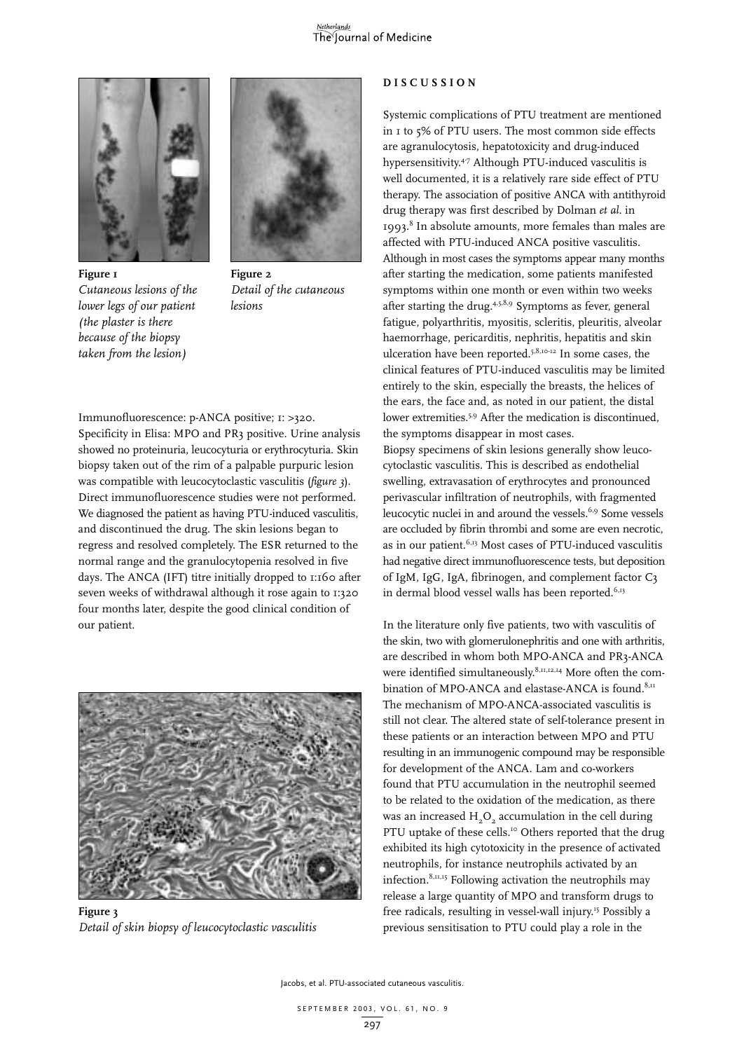Figure 1
*Cutaneous lesions of the lower legs of our patient (the plaster is there because of the biopsy taken from the lesion)*

Figure 2
*Detail of the cutaneous lesions*

Immunofluorescence: p-ANCA positive; 1: >320. Specificity in Elisa: MPO and PR3 positive. Urine analysis showed no proteinuria, leucocyturia or erythrocyturia. Skin biopsy taken out of the rim of a palpable purpuric lesion was compatible with leucocytoclastic vasculitis (*figure 3*). Direct immunofluorescence studies were not performed. We diagnosed the patient as having PTU-induced vasculitis, and discontinued the drug. The skin lesions began to regress and resolved completely. The ESR returned to the normal range and the granulocytopenia resolved in five days. The ANCA (IFT) titre initially dropped to 1:160 after seven weeks of withdrawal although it rose again to 1:320 four months later, despite the good clinical condition of our patient.

Figure 3
*Detail of skin biopsy of leucocytoclastic vasculitis*

## DISCUSSION

Systemic complications of PTU treatment are mentioned in 1 to 5% of PTU users. The most common side effects are agranulocytosis, hepatotoxicity and drug-induced hypersensitivity.[4-7] Although PTU-induced vasculitis is well documented, it is a relatively rare side effect of PTU therapy. The association of positive ANCA with antithyroid drug therapy was first described by Dolman *et al.* in 1993.[8] In absolute amounts, more females than males are affected with PTU-induced ANCA positive vasculitis. Although in most cases the symptoms appear many months after starting the medication, some patients manifested symptoms within one month or even within two weeks after starting the drug.[4,5,8,9] Symptoms as fever, general fatigue, polyarthritis, myositis, scleritis, pleuritis, alveolar haemorrhage, pericarditis, nephritis, hepatitis and skin ulceration have been reported.[5,8,10-12] In some cases, the clinical features of PTU-induced vasculitis may be limited entirely to the skin, especially the breasts, the helices of the ears, the face and, as noted in our patient, the distal lower extremities.[5,9] After the medication is discontinued, the symptoms disappear in most cases.

Biopsy specimens of skin lesions generally show leucocytoclastic vasculitis. This is described as endothelial swelling, extravasation of erythrocytes and pronounced perivascular infiltration of neutrophils, with fragmented leucocytic nuclei in and around the vessels.[6,9] Some vessels are occluded by fibrin thrombi and some are even necrotic, as in our patient.[6,13] Most cases of PTU-induced vasculitis had negative direct immunofluorescence tests, but deposition of IgM, IgG, IgA, fibrinogen, and complement factor C3 in dermal blood vessel walls has been reported.[6,13]

In the literature only five patients, two with vasculitis of the skin, two with glomerulonephritis and one with arthritis, are described in whom both MPO-ANCA and PR3-ANCA were identified simultaneously.[8,11,12,14] More often the combination of MPO-ANCA and elastase-ANCA is found.[8,11] The mechanism of MPO-ANCA-associated vasculitis is still not clear. The altered state of self-tolerance present in these patients or an interaction between MPO and PTU resulting in an immunogenic compound may be responsible for development of the ANCA. Lam and co-workers found that PTU accumulation in the neutrophil seemed to be related to the oxidation of the medication, as there was an increased $H_2O_2$ accumulation in the cell during PTU uptake of these cells.[10] Others reported that the drug exhibited its high cytotoxicity in the presence of activated neutrophils, for instance neutrophils activated by an infection.[8,11,15] Following activation the neutrophils may release a large quantity of MPO and transform drugs to free radicals, resulting in vessel-wall injury.[15] Possibly a previous sensitisation to PTU could play a role in the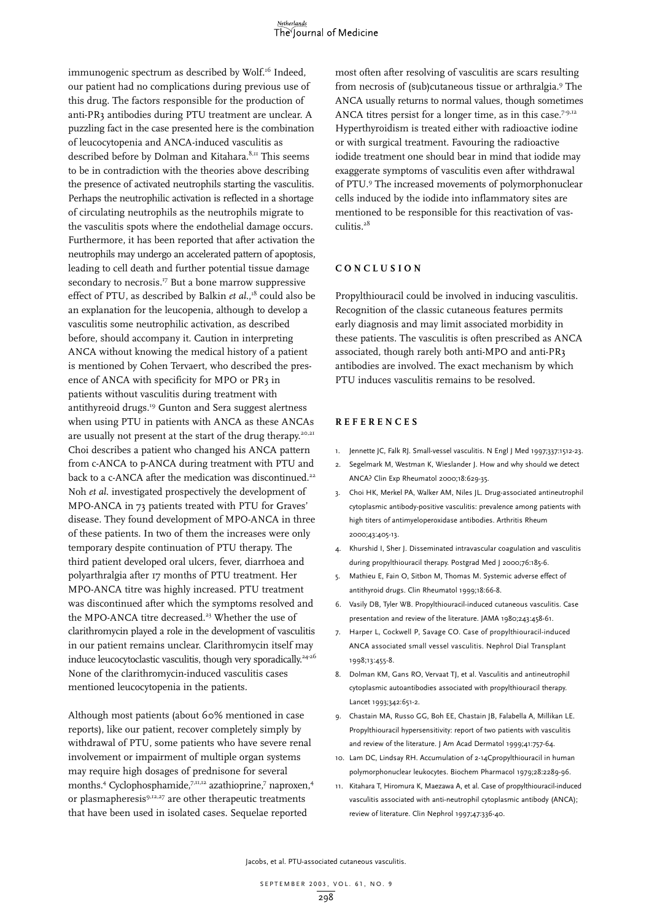immunogenic spectrum as described by Wolf.[16] Indeed, our patient had no complications during previous use of this drug. The factors responsible for the production of anti-PR3 antibodies during PTU treatment are unclear. A puzzling fact in the case presented here is the combination of leucocytopenia and ANCA-induced vasculitis as described before by Dolman and Kitahara.[8,11] This seems to be in contradiction with the theories above describing the presence of activated neutrophils starting the vasculitis. Perhaps the neutrophilic activation is reflected in a shortage of circulating neutrophils as the neutrophils migrate to the vasculitis spots where the endothelial damage occurs. Furthermore, it has been reported that after activation the neutrophils may undergo an accelerated pattern of apoptosis, leading to cell death and further potential tissue damage secondary to necrosis.[17] But a bone marrow suppressive effect of PTU, as described by Balkin *et al.*,[18] could also be an explanation for the leucopenia, although to develop a vasculitis some neutrophilic activation, as described before, should accompany it. Caution in interpreting ANCA without knowing the medical history of a patient is mentioned by Cohen Tervaert, who described the presence of ANCA with specificity for MPO or PR3 in patients without vasculitis during treatment with antithyreoid drugs.[19] Gunton and Sera suggest alertness when using PTU in patients with ANCA as these ANCAs are usually not present at the start of the drug therapy.[20,21] Choi describes a patient who changed his ANCA pattern from c-ANCA to p-ANCA during treatment with PTU and back to a c-ANCA after the medication was discontinued.[22] Noh *et al.* investigated prospectively the development of MPO-ANCA in 73 patients treated with PTU for Graves' disease. They found development of MPO-ANCA in three of these patients. In two of them the increases were only temporary despite continuation of PTU therapy. The third patient developed oral ulcers, fever, diarrhoea and polyarthralgia after 17 months of PTU treatment. Her MPO-ANCA titre was highly increased. PTU treatment was discontinued after which the symptoms resolved and the MPO-ANCA titre decreased.[23] Whether the use of clarithromycin played a role in the development of vasculitis in our patient remains unclear. Clarithromycin itself may induce leucocytoclastic vasculitis, though very sporadically.[24-26] None of the clarithromycin-induced vasculitis cases mentioned leucocytopenia in the patients.

Although most patients (about 60% mentioned in case reports), like our patient, recover completely simply by withdrawal of PTU, some patients who have severe renal involvement or impairment of multiple organ systems may require high dosages of prednisone for several months.[4] Cyclophosphamide,[7,11,12] azathioprine,[7] naproxen,[4] or plasmapheresis[9,12,27] are other therapeutic treatments that have been used in isolated cases. Sequelae reported most often after resolving of vasculitis are scars resulting from necrosis of (sub)cutaneous tissue or arthralgia.[9] The ANCA usually returns to normal values, though sometimes ANCA titres persist for a longer time, as in this case.[7-9,12] Hyperthyroidism is treated either with radioactive iodine or with surgical treatment. Favouring the radioactive iodide treatment one should bear in mind that iodide may exaggerate symptoms of vasculitis even after withdrawal of PTU.[9] The increased movements of polymorphonuclear cells induced by the iodide into inflammatory sites are mentioned to be responsible for this reactivation of vasculitis.[28]

## CONCLUSION

Propylthiouracil could be involved in inducing vasculitis. Recognition of the classic cutaneous features permits early diagnosis and may limit associated morbidity in these patients. The vasculitis is often prescribed as ANCA associated, though rarely both anti-MPO and anti-PR3 antibodies are involved. The exact mechanism by which PTU induces vasculitis remains to be resolved.

## REFERENCES

1. Jennette JC, Falk RJ. Small-vessel vasculitis. N Engl J Med 1997;337:1512-23.
2. Segelmark M, Westman K, Wieslander J. How and why should we detect ANCA? Clin Exp Rheumatol 2000;18:629-35.
3. Choi HK, Merkel PA, Walker AM, Niles JL. Drug-associated antineutrophil cytoplasmic antibody-positive vasculitis: prevalence among patients with high titers of antimyeloperoxidase antibodies. Arthritis Rheum 2000;43:405-13.
4. Khurshid I, Sher J. Disseminated intravascular coagulation and vasculitis during propylthiouracil therapy. Postgrad Med J 2000;76:185-6.
5. Mathieu E, Fain O, Sitbon M, Thomas M. Systemic adverse effect of antithyroid drugs. Clin Rheumatol 1999;18:66-8.
6. Vasily DB, Tyler WB. Propylthiouracil-induced cutaneous vasculitis. Case presentation and review of the literature. JAMA 1980;243:458-61.
7. Harper L, Cockwell P, Savage CO. Case of propylthiouracil-induced ANCA associated small vessel vasculitis. Nephrol Dial Transplant 1998;13:455-8.
8. Dolman KM, Gans RO, Vervaat TJ, et al. Vasculitis and antineutrophil cytoplasmic autoantibodies associated with propylthiouracil therapy. Lancet 1993;342:651-2.
9. Chastain MA, Russo GG, Boh EE, Chastain JB, Falabella A, Millikan LE. Propylthiouracil hypersensitivity: report of two patients with vasculitis and review of the literature. J Am Acad Dermatol 1999;41:757-64.
10. Lam DC, Lindsay RH. Accumulation of 2-14Cpropylthiouracil in human polymorphonuclear leukocytes. Biochem Pharmacol 1979;28:2289-96.
11. Kitahara T, Hiromura K, Maezawa A, et al. Case of propylthiouracil-induced vasculitis associated with anti-neutrophil cytoplasmic antibody (ANCA); review of literature. Clin Nephrol 1997;47:336-40.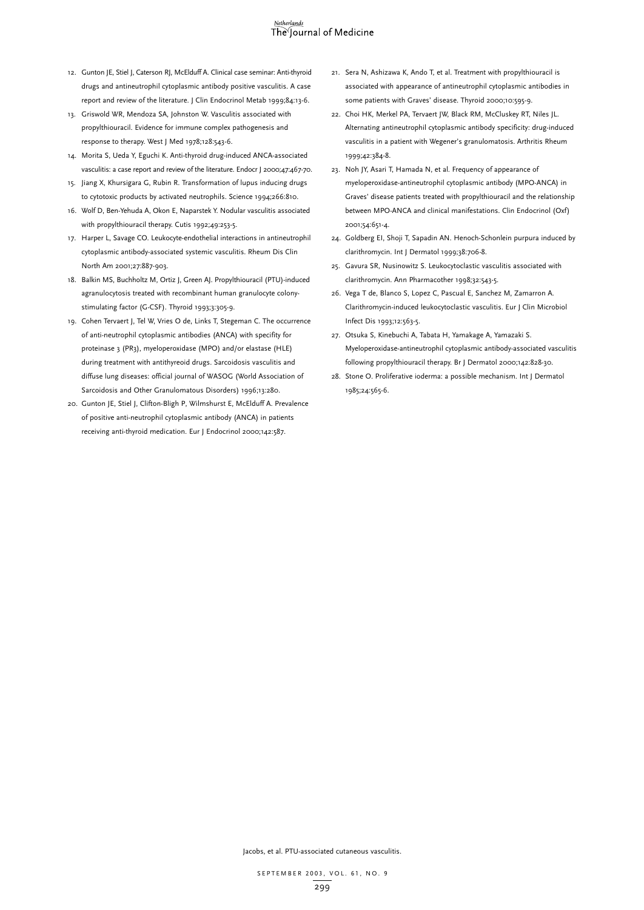12. Gunton JE, Stiel J, Caterson RJ, McElduff A. Clinical case seminar: Anti-thyroid drugs and antineutrophil cytoplasmic antibody positive vasculitis. A case report and review of the literature. J Clin Endocrinol Metab 1999;84:13-6.
13. Griswold WR, Mendoza SA, Johnston W. Vasculitis associated with propylthiouracil. Evidence for immune complex pathogenesis and response to therapy. West J Med 1978;128:543-6.
14. Morita S, Ueda Y, Eguchi K. Anti-thyroid drug-induced ANCA-associated vasculitis: a case report and review of the literature. Endocr J 2000;47:467-70.
15. Jiang X, Khursigara G, Rubin R. Transformation of lupus inducing drugs to cytotoxic products by activated neutrophils. Science 1994;266:810.
16. Wolf D, Ben-Yehuda A, Okon E, Naparstek Y. Nodular vasculitis associated with propylthiouracil therapy. Cutis 1992;49:253-5.
17. Harper L, Savage CO. Leukocyte-endothelial interactions in antineutrophil cytoplasmic antibody-associated systemic vasculitis. Rheum Dis Clin North Am 2001;27:887-903.
18. Balkin MS, Buchholtz M, Ortiz J, Green AJ. Propylthiouracil (PTU)-induced agranulocytosis treated with recombinant human granulocyte colony-stimulating factor (G-CSF). Thyroid 1993;3:305-9.
19. Cohen Tervaert J, Tel W, Vries O de, Links T, Stegeman C. The occurrence of anti-neutrophil cytoplasmic antibodies (ANCA) with specifity for proteinase 3 (PR3), myeloperoxidase (MPO) and/or elastase (HLE) during treatment with antithyreoid drugs. Sarcoidosis vasculitis and diffuse lung diseases: official journal of WASOG (World Association of Sarcoidosis and Other Granulomatous Disorders) 1996;13:280.
20. Gunton JE, Stiel J, Clifton-Bligh P, Wilmshurst E, McElduff A. Prevalence of positive anti-neutrophil cytoplasmic antibody (ANCA) in patients receiving anti-thyroid medication. Eur J Endocrinol 2000;142:587.
21. Sera N, Ashizawa K, Ando T, et al. Treatment with propylthiouracil is associated with appearance of antineutrophil cytoplasmic antibodies in some patients with Graves' disease. Thyroid 2000;10:595-9.
22. Choi HK, Merkel PA, Tervaert JW, Black RM, McCluskey RT, Niles JL. Alternating antineutrophil cytoplasmic antibody specificity: drug-induced vasculitis in a patient with Wegener's granulomatosis. Arthritis Rheum 1999;42:384-8.
23. Noh JY, Asari T, Hamada N, et al. Frequency of appearance of myeloperoxidase-antineutrophil cytoplasmic antibody (MPO-ANCA) in Graves' disease patients treated with propylthiouracil and the relationship between MPO-ANCA and clinical manifestations. Clin Endocrinol (Oxf) 2001;54:651-4.
24. Goldberg EI, Shoji T, Sapadin AN. Henoch-Schonlein purpura induced by clarithromycin. Int J Dermatol 1999;38:706-8.
25. Gavura SR, Nusinowitz S. Leukocytoclastic vasculitis associated with clarithromycin. Ann Pharmacother 1998;32:543-5.
26. Vega T de, Blanco S, Lopez C, Pascual E, Sanchez M, Zamarron A. Clarithromycin-induced leukocytoclastic vasculitis. Eur J Clin Microbiol Infect Dis 1993;12:563-5.
27. Otsuka S, Kinebuchi A, Tabata H, Yamakage A, Yamazaki S. Myeloperoxidase-antineutrophil cytoplasmic antibody-associated vasculitis following propylthiouracil therapy. Br J Dermatol 2000;142:828-30.
28. Stone O. Proliferative ioderma: a possible mechanism. Int J Dermatol 1985;24:565-6.